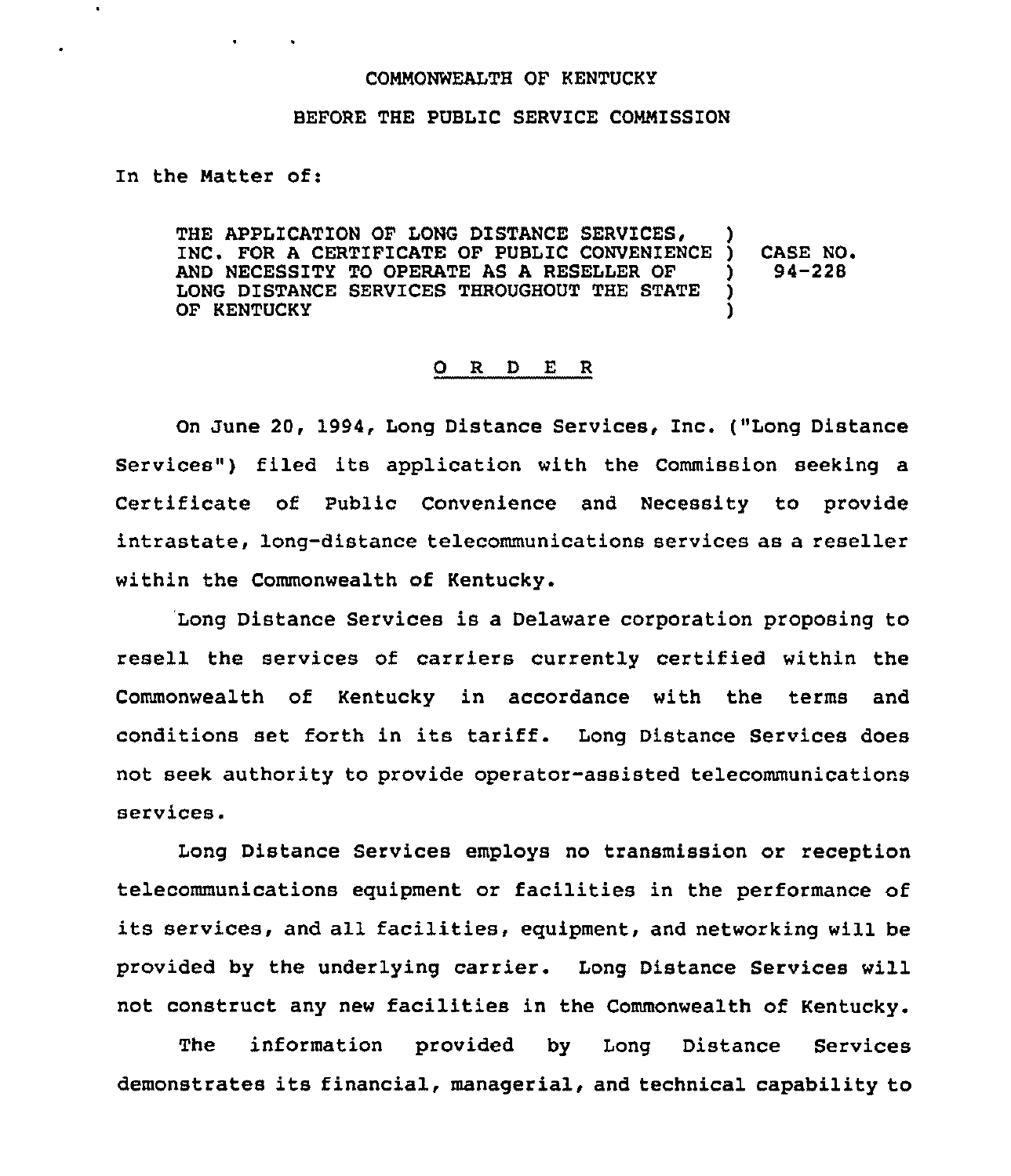COMMONWEALTH OF KENTUCKY

BEFORE THE PUBLIC SERVICE COMMISSION

In the Matter of:

THE APPLICATION OF LONG DISTANCE SERVICES, INC. FOR A CERTIFICATE OF PUBLIC CONVENIENCE AND NECESSITY TO OPERATE AS A RESELLER OF LONG DISTANCE SERVICES THROUGHOUT THE STATE OF KENTUCKY ) CASE NO. 94-228

O R D E R

On June 20, 1994, Long Distance Services, Inc. ("Long Distance Services") filed its application with the Commission seeking a Certificate of Public Convenience and Necessity to provide intrastate, long-distance telecommunications services as a reseller within the Commonwealth of Kentucky.

Long Distance Services is a Delaware corporation proposing to resell the services of carriers currently certified within the Commonwealth of Kentucky in accordance with the terms and conditions set forth in its tariff. Long Distance Services does not seek authority to provide operator-assisted telecommunications services.

Long Distance Services employs no transmission or reception telecommunications equipment or facilities in the performance of its services, and all facilities, equipment, and networking will be provided by the underlying carrier. Long Distance Services will not construct any new facilities in the Commonwealth of Kentucky.

The information provided by Long Distance Services demonstrates its financial, managerial, and technical capability to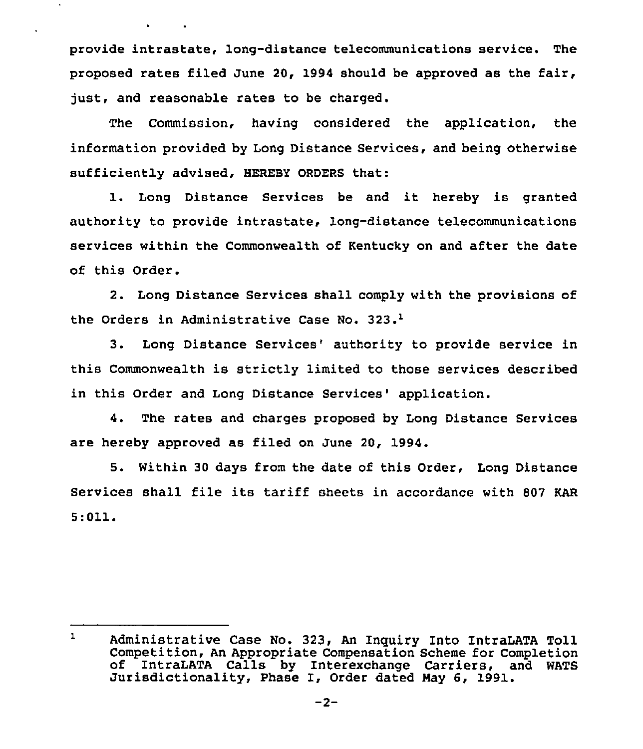provide intrastate, long-distance telecommunications service. The proposed rates filed June 20, 1994 should be approved as the fair, just, and reasonable rates to be charged.

The Commission, having considered the application, the information provided by Long Distance Services, and being otherwise sufficiently advised, HEREBY ORDERS that:

1. Long Distance Services be and it hereby is granted authority to provide intrastate, long-distance telecommunications services within the Commonwealth of Kentucky on and after the date of this Order.

2. Long Distance Services shall comply with the provisions of the Orders in Administrative Case No. 323.[1]

3. Long Distance Services' authority to provide service in this Commonwealth is strictly limited to those services described in this Order and Long Distance Services' application.

4. The rates and charges proposed by Long Distance Services are hereby approved as filed on June 20, 1994.

5. Within 30 days from the date of this Order, Long Distance Services shall file its tariff sheets in accordance with 807 KAR 5:011.

---

[1] Administrative Case No. 323, An Inquiry Into IntraLATA Toll Competition, An Appropriate Compensation Scheme for Completion of IntraLATA Calls by Interexchange Carriers, and WATS Jurisdictionality, Phase I, Order dated May 6, 1991.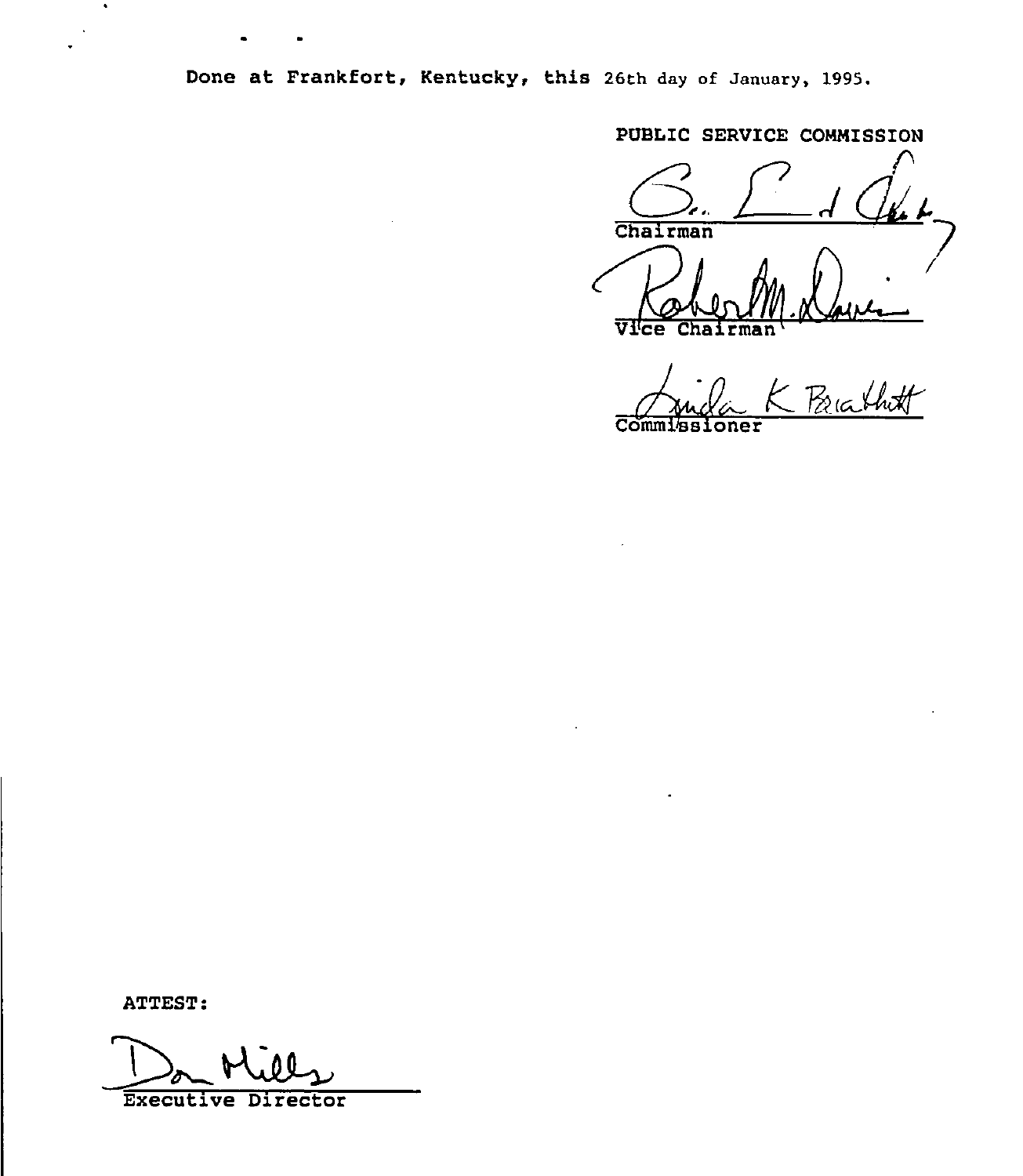Done at Frankfort, Kentucky, this 26th day of January, 1995.

PUBLIC SERVICE COMMISSION

Chairman

Vice Chairman

Commissioner

ATTEST:

Executive Director